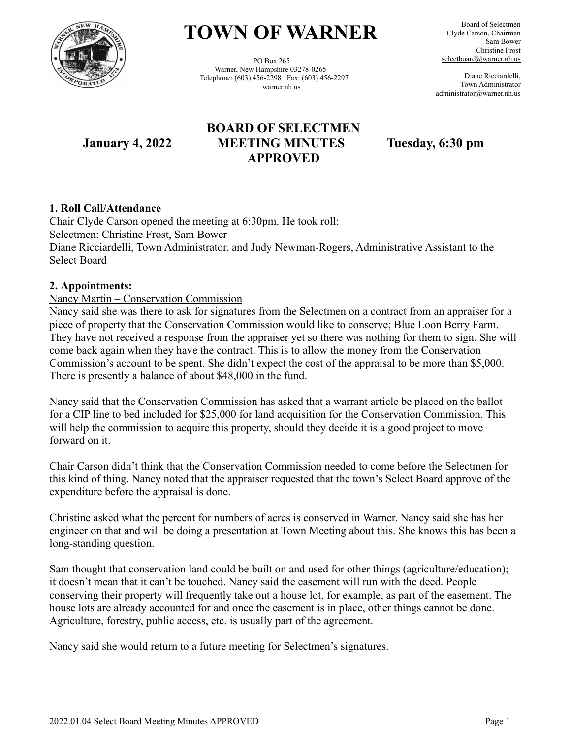# TOWN OF WARNER

PO Box 265
Warner, New Hampshire 03278-0265
Telephone: (603) 456-2298 Fax: (603) 456-2297
warner.nh.us

Board of Selectmen
Clyde Carson, Chairman
Sam Bower
Christine Frost
selectboard@warner.nh.us

Diane Ricciardelli,
Town Administrator
administrator@warner.nh.us

## BOARD OF SELECTMEN MEETING MINUTES APPROVED

**January 4, 2022** **Tuesday, 6:30 pm**

**1. Roll Call/Attendance**

Chair Clyde Carson opened the meeting at 6:30pm. He took roll:
Selectmen: Christine Frost, Sam Bower
Diane Ricciardelli, Town Administrator, and Judy Newman-Rogers, Administrative Assistant to the Select Board

**2. Appointments:**

Nancy Martin – Conservation Commission

Nancy said she was there to ask for signatures from the Selectmen on a contract from an appraiser for a piece of property that the Conservation Commission would like to conserve; Blue Loon Berry Farm. They have not received a response from the appraiser yet so there was nothing for them to sign. She will come back again when they have the contract. This is to allow the money from the Conservation Commission's account to be spent. She didn't expect the cost of the appraisal to be more than $5,000. There is presently a balance of about $48,000 in the fund.

Nancy said that the Conservation Commission has asked that a warrant article be placed on the ballot for a CIP line to bed included for $25,000 for land acquisition for the Conservation Commission. This will help the commission to acquire this property, should they decide it is a good project to move forward on it.

Chair Carson didn't think that the Conservation Commission needed to come before the Selectmen for this kind of thing. Nancy noted that the appraiser requested that the town's Select Board approve of the expenditure before the appraisal is done.

Christine asked what the percent for numbers of acres is conserved in Warner. Nancy said she has her engineer on that and will be doing a presentation at Town Meeting about this. She knows this has been a long-standing question.

Sam thought that conservation land could be built on and used for other things (agriculture/education); it doesn't mean that it can't be touched. Nancy said the easement will run with the deed. People conserving their property will frequently take out a house lot, for example, as part of the easement. The house lots are already accounted for and once the easement is in place, other things cannot be done. Agriculture, forestry, public access, etc. is usually part of the agreement.

Nancy said she would return to a future meeting for Selectmen's signatures.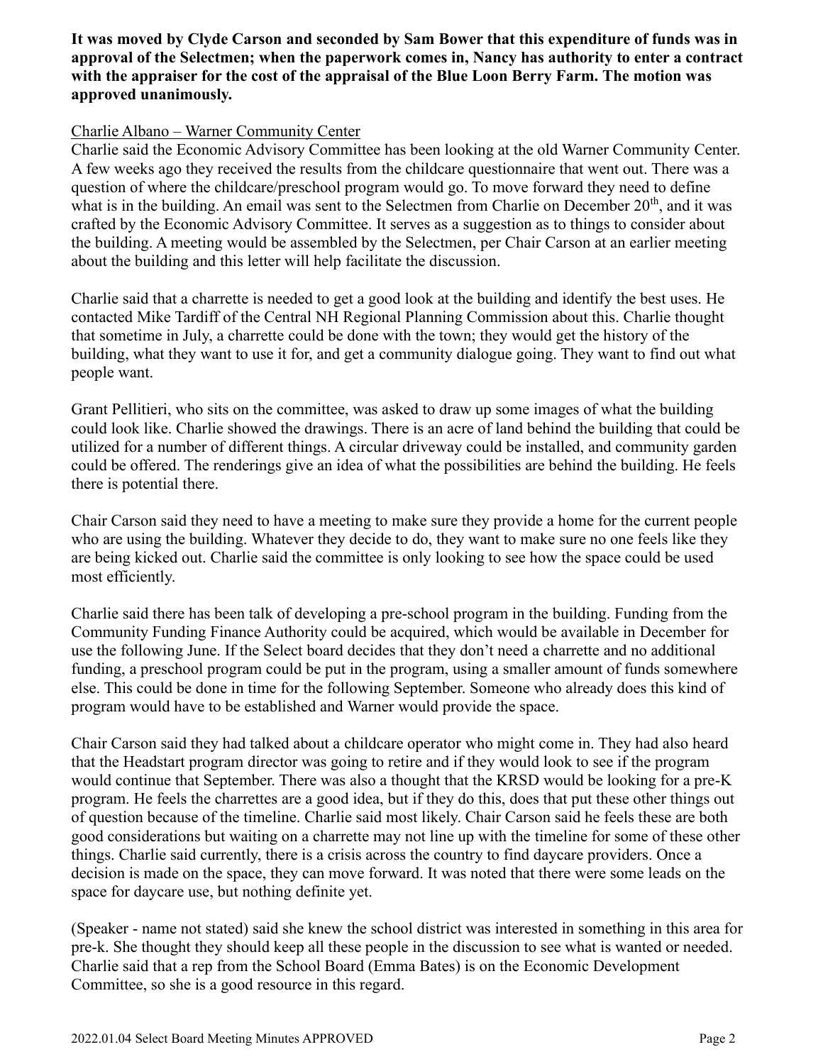**It was moved by Clyde Carson and seconded by Sam Bower that this expenditure of funds was in approval of the Selectmen; when the paperwork comes in, Nancy has authority to enter a contract with the appraiser for the cost of the appraisal of the Blue Loon Berry Farm. The motion was approved unanimously.**

<u>Charlie Albano – Warner Community Center</u>

Charlie said the Economic Advisory Committee has been looking at the old Warner Community Center. A few weeks ago they received the results from the childcare questionnaire that went out. There was a question of where the childcare/preschool program would go. To move forward they need to define what is in the building. An email was sent to the Selectmen from Charlie on December 20th, and it was crafted by the Economic Advisory Committee. It serves as a suggestion as to things to consider about the building. A meeting would be assembled by the Selectmen, per Chair Carson at an earlier meeting about the building and this letter will help facilitate the discussion.

Charlie said that a charrette is needed to get a good look at the building and identify the best uses. He contacted Mike Tardiff of the Central NH Regional Planning Commission about this. Charlie thought that sometime in July, a charrette could be done with the town; they would get the history of the building, what they want to use it for, and get a community dialogue going. They want to find out what people want.

Grant Pellitieri, who sits on the committee, was asked to draw up some images of what the building could look like. Charlie showed the drawings. There is an acre of land behind the building that could be utilized for a number of different things. A circular driveway could be installed, and community garden could be offered. The renderings give an idea of what the possibilities are behind the building. He feels there is potential there.

Chair Carson said they need to have a meeting to make sure they provide a home for the current people who are using the building. Whatever they decide to do, they want to make sure no one feels like they are being kicked out. Charlie said the committee is only looking to see how the space could be used most efficiently.

Charlie said there has been talk of developing a pre-school program in the building. Funding from the Community Funding Finance Authority could be acquired, which would be available in December for use the following June. If the Select board decides that they don't need a charrette and no additional funding, a preschool program could be put in the program, using a smaller amount of funds somewhere else. This could be done in time for the following September. Someone who already does this kind of program would have to be established and Warner would provide the space.

Chair Carson said they had talked about a childcare operator who might come in. They had also heard that the Headstart program director was going to retire and if they would look to see if the program would continue that September. There was also a thought that the KRSD would be looking for a pre-K program. He feels the charrettes are a good idea, but if they do this, does that put these other things out of question because of the timeline. Charlie said most likely. Chair Carson said he feels these are both good considerations but waiting on a charrette may not line up with the timeline for some of these other things. Charlie said currently, there is a crisis across the country to find daycare providers. Once a decision is made on the space, they can move forward. It was noted that there were some leads on the space for daycare use, but nothing definite yet.

(Speaker - name not stated) said she knew the school district was interested in something in this area for pre-k. She thought they should keep all these people in the discussion to see what is wanted or needed. Charlie said that a rep from the School Board (Emma Bates) is on the Economic Development Committee, so she is a good resource in this regard.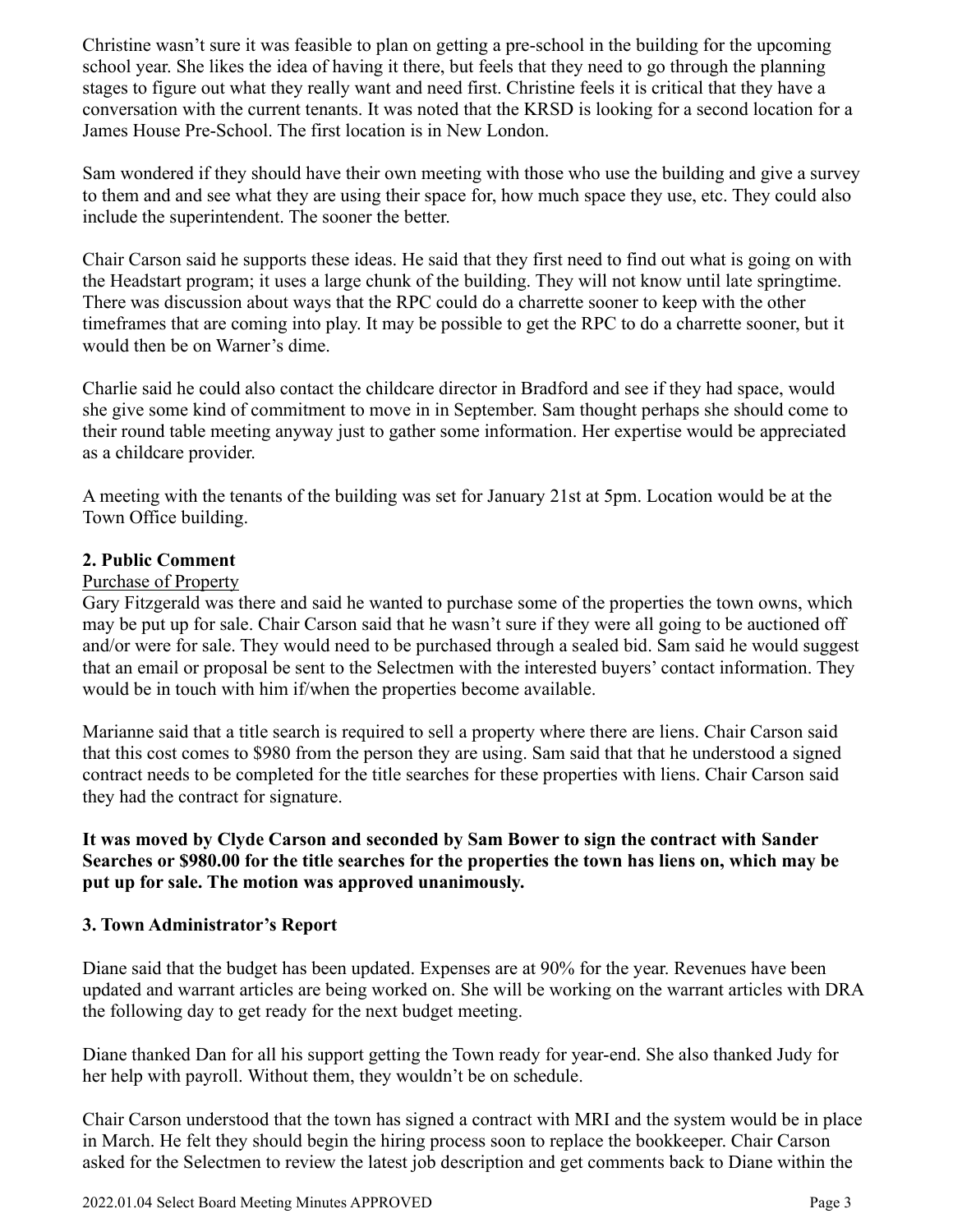Christine wasn't sure it was feasible to plan on getting a pre-school in the building for the upcoming school year. She likes the idea of having it there, but feels that they need to go through the planning stages to figure out what they really want and need first. Christine feels it is critical that they have a conversation with the current tenants. It was noted that the KRSD is looking for a second location for a James House Pre-School. The first location is in New London.

Sam wondered if they should have their own meeting with those who use the building and give a survey to them and and see what they are using their space for, how much space they use, etc. They could also include the superintendent. The sooner the better.

Chair Carson said he supports these ideas. He said that they first need to find out what is going on with the Headstart program; it uses a large chunk of the building. They will not know until late springtime. There was discussion about ways that the RPC could do a charrette sooner to keep with the other timeframes that are coming into play. It may be possible to get the RPC to do a charrette sooner, but it would then be on Warner's dime.

Charlie said he could also contact the childcare director in Bradford and see if they had space, would she give some kind of commitment to move in in September. Sam thought perhaps she should come to their round table meeting anyway just to gather some information. Her expertise would be appreciated as a childcare provider.

A meeting with the tenants of the building was set for January 21st at 5pm. Location would be at the Town Office building.

## 2. Public Comment

Purchase of Property

Gary Fitzgerald was there and said he wanted to purchase some of the properties the town owns, which may be put up for sale. Chair Carson said that he wasn't sure if they were all going to be auctioned off and/or were for sale. They would need to be purchased through a sealed bid. Sam said he would suggest that an email or proposal be sent to the Selectmen with the interested buyers' contact information. They would be in touch with him if/when the properties become available.

Marianne said that a title search is required to sell a property where there are liens. Chair Carson said that this cost comes to $980 from the person they are using. Sam said that that he understood a signed contract needs to be completed for the title searches for these properties with liens. Chair Carson said they had the contract for signature.

**It was moved by Clyde Carson and seconded by Sam Bower to sign the contract with Sander Searches or $980.00 for the title searches for the properties the town has liens on, which may be put up for sale. The motion was approved unanimously.**

## 3. Town Administrator's Report

Diane said that the budget has been updated. Expenses are at 90% for the year. Revenues have been updated and warrant articles are being worked on. She will be working on the warrant articles with DRA the following day to get ready for the next budget meeting.

Diane thanked Dan for all his support getting the Town ready for year-end. She also thanked Judy for her help with payroll. Without them, they wouldn't be on schedule.

Chair Carson understood that the town has signed a contract with MRI and the system would be in place in March. He felt they should begin the hiring process soon to replace the bookkeeper. Chair Carson asked for the Selectmen to review the latest job description and get comments back to Diane within the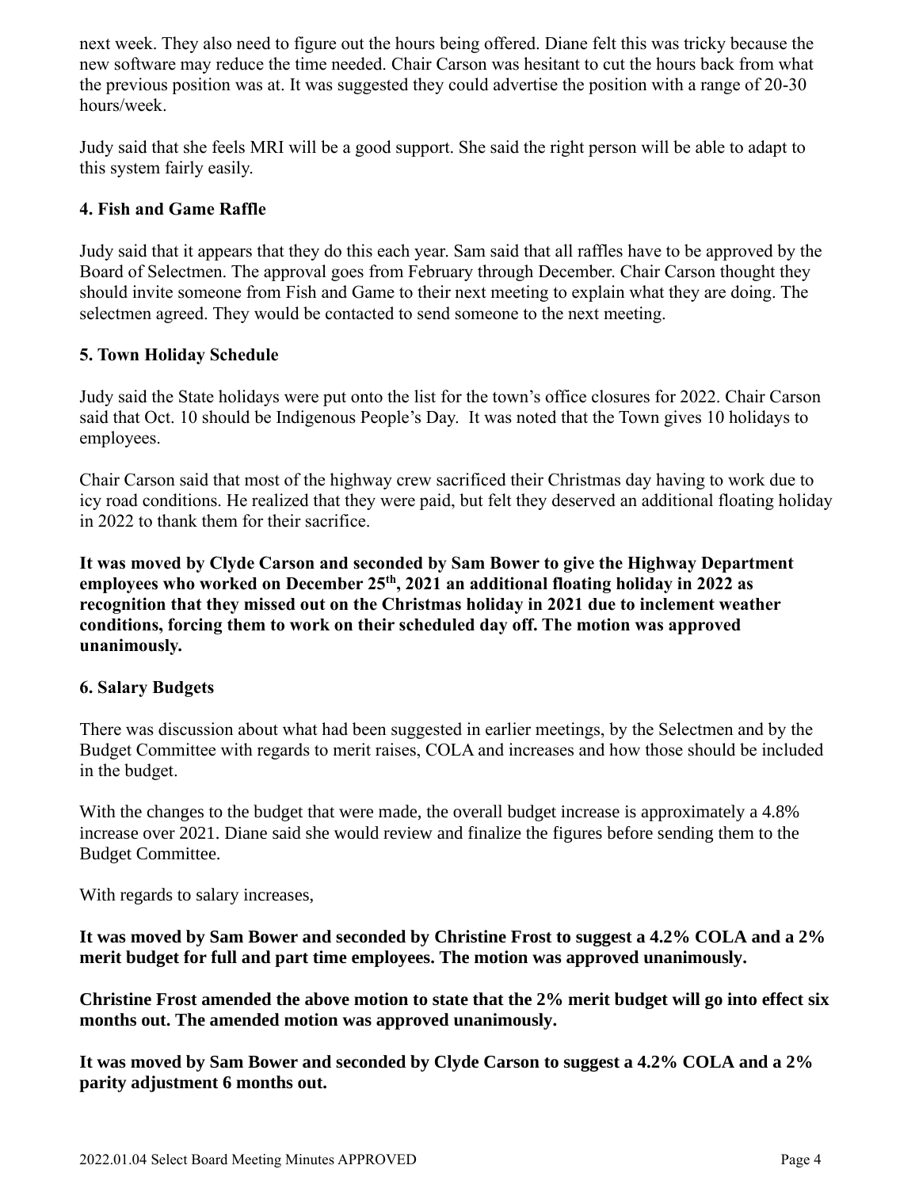next week. They also need to figure out the hours being offered. Diane felt this was tricky because the new software may reduce the time needed. Chair Carson was hesitant to cut the hours back from what the previous position was at. It was suggested they could advertise the position with a range of 20-30 hours/week.

Judy said that she feels MRI will be a good support. She said the right person will be able to adapt to this system fairly easily.

### 4. Fish and Game Raffle

Judy said that it appears that they do this each year. Sam said that all raffles have to be approved by the Board of Selectmen. The approval goes from February through December. Chair Carson thought they should invite someone from Fish and Game to their next meeting to explain what they are doing. The selectmen agreed. They would be contacted to send someone to the next meeting.

### 5. Town Holiday Schedule

Judy said the State holidays were put onto the list for the town's office closures for 2022. Chair Carson said that Oct. 10 should be Indigenous People's Day. It was noted that the Town gives 10 holidays to employees.

Chair Carson said that most of the highway crew sacrificed their Christmas day having to work due to icy road conditions. He realized that they were paid, but felt they deserved an additional floating holiday in 2022 to thank them for their sacrifice.

**It was moved by Clyde Carson and seconded by Sam Bower to give the Highway Department employees who worked on December 25th, 2021 an additional floating holiday in 2022 as recognition that they missed out on the Christmas holiday in 2021 due to inclement weather conditions, forcing them to work on their scheduled day off. The motion was approved unanimously.**

### 6. Salary Budgets

There was discussion about what had been suggested in earlier meetings, by the Selectmen and by the Budget Committee with regards to merit raises, COLA and increases and how those should be included in the budget.

With the changes to the budget that were made, the overall budget increase is approximately a 4.8% increase over 2021. Diane said she would review and finalize the figures before sending them to the Budget Committee.

With regards to salary increases,

**It was moved by Sam Bower and seconded by Christine Frost to suggest a 4.2% COLA and a 2% merit budget for full and part time employees. The motion was approved unanimously.**

**Christine Frost amended the above motion to state that the 2% merit budget will go into effect six months out. The amended motion was approved unanimously.**

**It was moved by Sam Bower and seconded by Clyde Carson to suggest a 4.2% COLA and a 2% parity adjustment 6 months out.**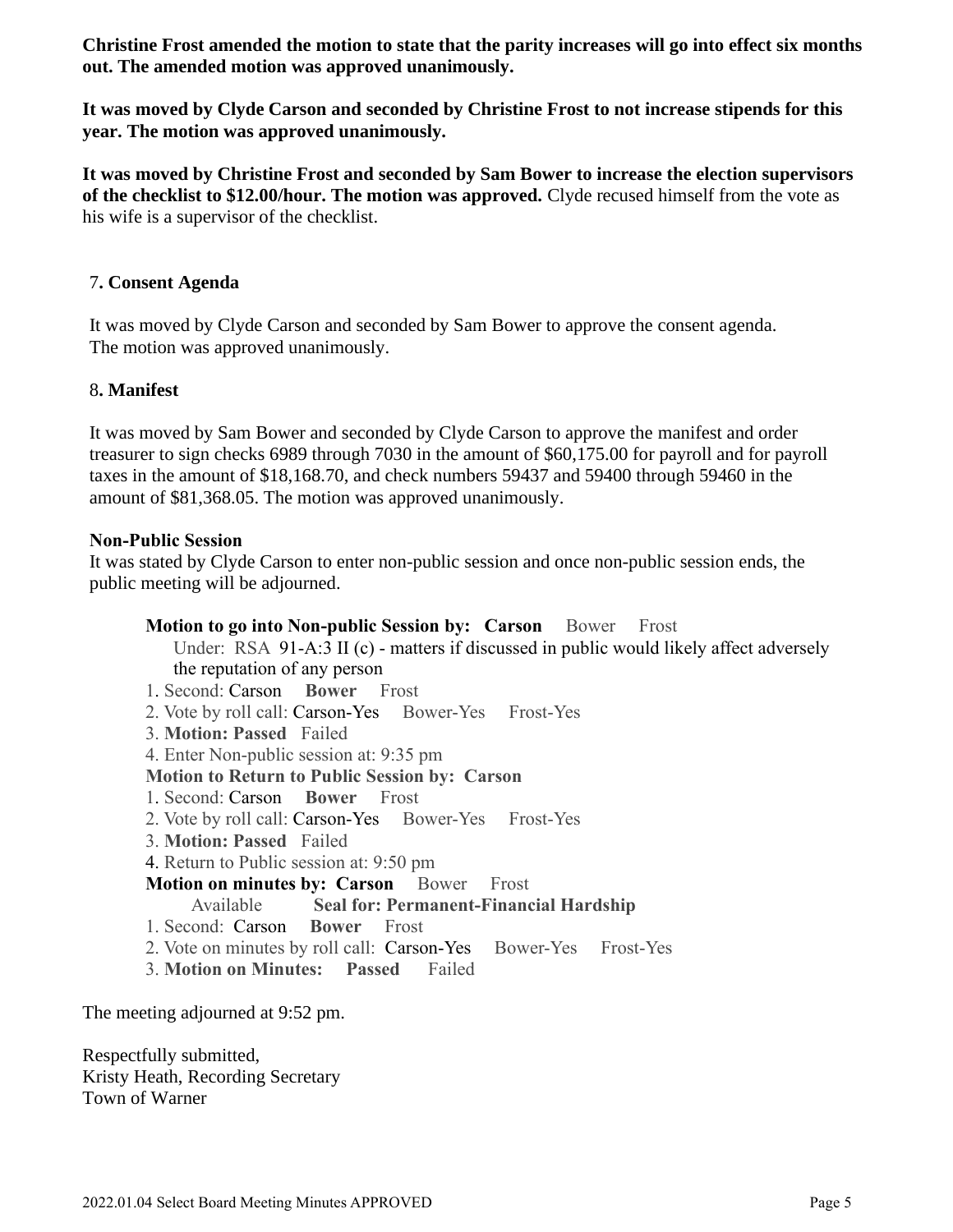**Christine Frost amended the motion to state that the parity increases will go into effect six months out. The amended motion was approved unanimously.**

**It was moved by Clyde Carson and seconded by Christine Frost to not increase stipends for this year. The motion was approved unanimously.**

**It was moved by Christine Frost and seconded by Sam Bower to increase the election supervisors of the checklist to $12.00/hour. The motion was approved.** Clyde recused himself from the vote as his wife is a supervisor of the checklist.

### 7. Consent Agenda

It was moved by Clyde Carson and seconded by Sam Bower to approve the consent agenda. The motion was approved unanimously.

### 8. Manifest

It was moved by Sam Bower and seconded by Clyde Carson to approve the manifest and order treasurer to sign checks 6989 through 7030 in the amount of $60,175.00 for payroll and for payroll taxes in the amount of $18,168.70, and check numbers 59437 and 59400 through 59460 in the amount of $81,368.05. The motion was approved unanimously.

**Non-Public Session**

It was stated by Clyde Carson to enter non-public session and once non-public session ends, the public meeting will be adjourned.

**Motion to go into Non-public Session by: Carson** Bower Frost
Under: RSA 91-A:3 II (c) - matters if discussed in public would likely affect adversely the reputation of any person

1. Second: Carson **Bower** Frost
2. Vote by roll call: Carson-Yes Bower-Yes Frost-Yes
3. **Motion: Passed** Failed
4. Enter Non-public session at: 9:35 pm

**Motion to Return to Public Session by: Carson**

1. Second: Carson **Bower** Frost
2. Vote by roll call: Carson-Yes Bower-Yes Frost-Yes
3. **Motion: Passed** Failed
4. Return to Public session at: 9:50 pm

**Motion on minutes by: Carson** Bower Frost
Available **Seal for: Permanent-Financial Hardship**

1. Second: Carson **Bower** Frost
2. Vote on minutes by roll call: Carson-Yes Bower-Yes Frost-Yes
3. **Motion on Minutes: Passed** Failed

The meeting adjourned at 9:52 pm.

Respectfully submitted,
Kristy Heath, Recording Secretary
Town of Warner